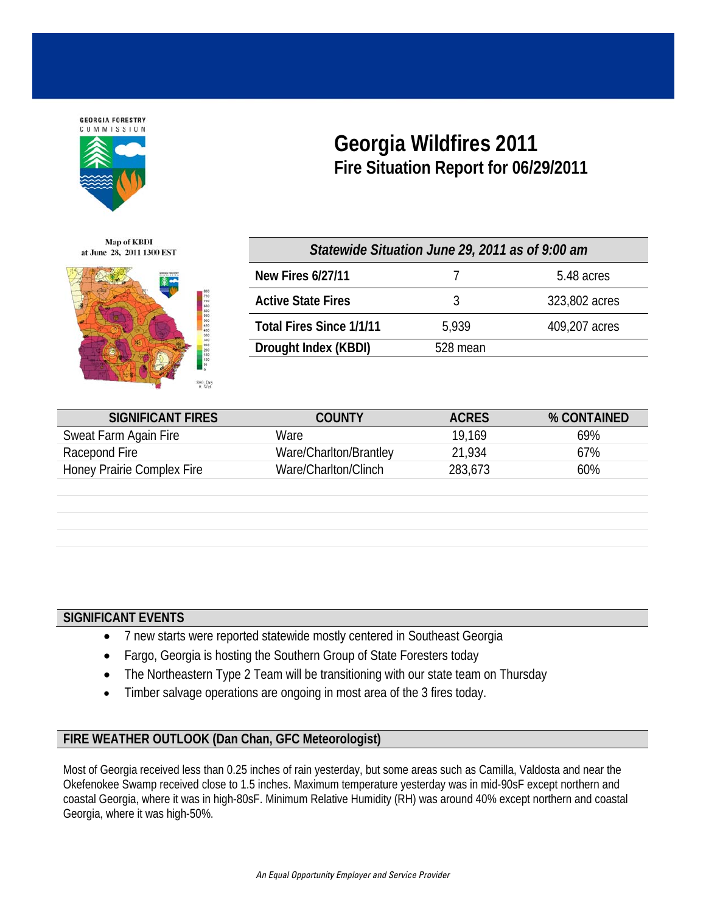GEORGIA FORESTRY COMMISSION

# Georgia Wildfires 2011

## Fire Situation Report for 06/29/2011

Map of KBDI at June 28, 2011 1300 EST

| *Statewide Situation June 29, 2011 as of 9:00 am* | | |
|---|---|---|
| **New Fires 6/27/11** | 7 | 5.48 acres |
| **Active State Fires** | 3 | 323,802 acres |
| **Total Fires Since 1/1/11** | 5,939 | 409,207 acres |
| **Drought Index (KBDI)** | 528 mean | |

| SIGNIFICANT FIRES | COUNTY | ACRES | % CONTAINED |
|---|---|---|---|
| Sweat Farm Again Fire | Ware | 19,169 | 69% |
| Racepond Fire | Ware/Charlton/Brantley | 21,934 | 67% |
| Honey Prairie Complex Fire | Ware/Charlton/Clinch | 283,673 | 60% |

### SIGNIFICANT EVENTS

- 7 new starts were reported statewide mostly centered in Southeast Georgia
- Fargo, Georgia is hosting the Southern Group of State Foresters today
- The Northeastern Type 2 Team will be transitioning with our state team on Thursday
- Timber salvage operations are ongoing in most area of the 3 fires today.

### FIRE WEATHER OUTLOOK (Dan Chan, GFC Meteorologist)

Most of Georgia received less than 0.25 inches of rain yesterday, but some areas such as Camilla, Valdosta and near the Okefenokee Swamp received close to 1.5 inches. Maximum temperature yesterday was in mid-90sF except northern and coastal Georgia, where it was in high-80sF. Minimum Relative Humidity (RH) was around 40% except northern and coastal Georgia, where it was high-50%.

*An Equal Opportunity Employer and Service Provider*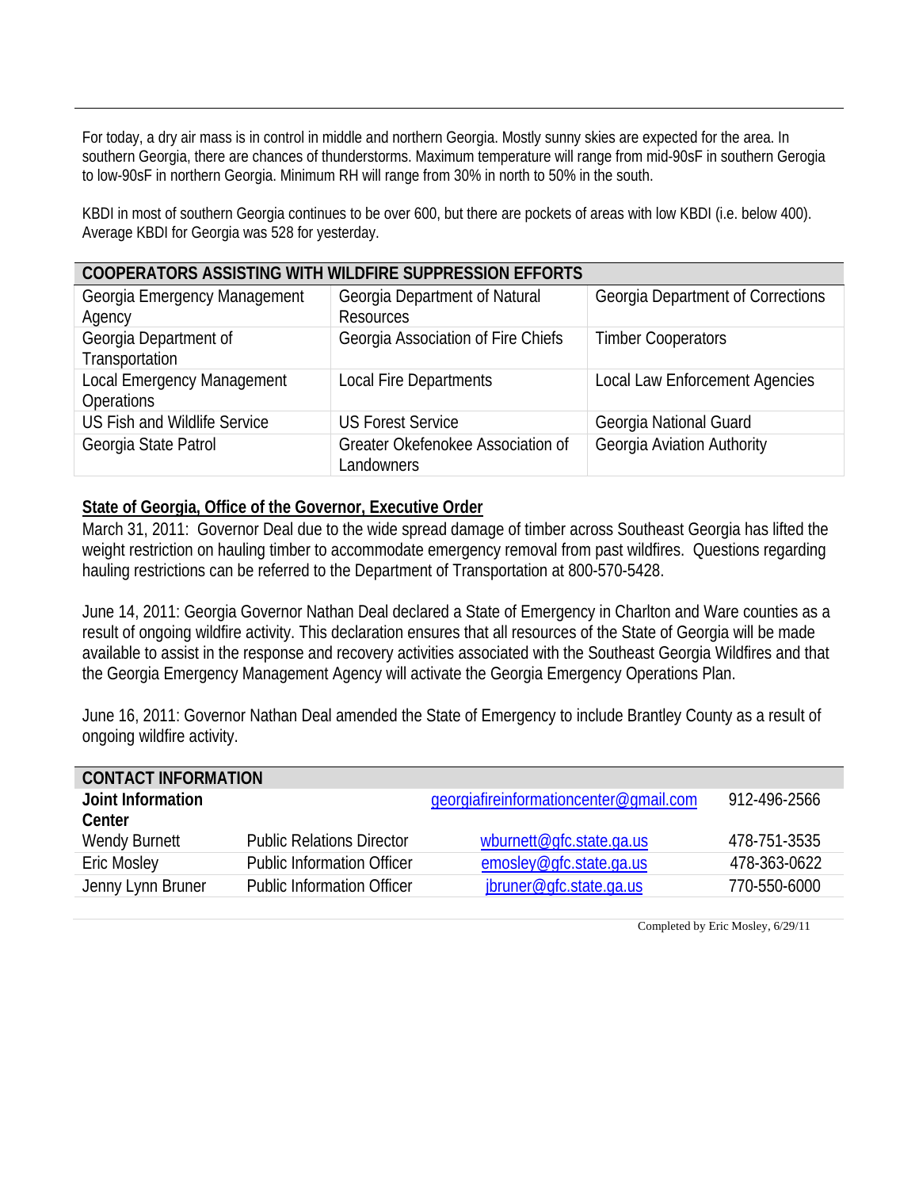For today, a dry air mass is in control in middle and northern Georgia. Mostly sunny skies are expected for the area. In southern Georgia, there are chances of thunderstorms. Maximum temperature will range from mid-90sF in southern Gerogia to low-90sF in northern Georgia. Minimum RH will range from 30% in north to 50% in the south.

KBDI in most of southern Georgia continues to be over 600, but there are pockets of areas with low KBDI (i.e. below 400). Average KBDI for Georgia was 528 for yesterday.

| COOPERATORS ASSISTING WITH WILDFIRE SUPPRESSION EFFORTS | | |
|---|---|---|
| Georgia Emergency Management Agency | Georgia Department of Natural Resources | Georgia Department of Corrections |
| Georgia Department of Transportation | Georgia Association of Fire Chiefs | Timber Cooperators |
| Local Emergency Management Operations | Local Fire Departments | Local Law Enforcement Agencies |
| US Fish and Wildlife Service | US Forest Service | Georgia National Guard |
| Georgia State Patrol | Greater Okefenokee Association of Landowners | Georgia Aviation Authority |

**State of Georgia, Office of the Governor, Executive Order**

March 31, 2011: Governor Deal due to the wide spread damage of timber across Southeast Georgia has lifted the weight restriction on hauling timber to accommodate emergency removal from past wildfires. Questions regarding hauling restrictions can be referred to the Department of Transportation at 800-570-5428.

June 14, 2011: Georgia Governor Nathan Deal declared a State of Emergency in Charlton and Ware counties as a result of ongoing wildfire activity. This declaration ensures that all resources of the State of Georgia will be made available to assist in the response and recovery activities associated with the Southeast Georgia Wildfires and that the Georgia Emergency Management Agency will activate the Georgia Emergency Operations Plan.

June 16, 2011: Governor Nathan Deal amended the State of Emergency to include Brantley County as a result of ongoing wildfire activity.

| CONTACT INFORMATION | | | |
|---|---|---|---|
| **Joint Information Center** | | georgiafireinformationcenter@gmail.com | 912-496-2566 |
| Wendy Burnett | Public Relations Director | wburnett@gfc.state.ga.us | 478-751-3535 |
| Eric Mosley | Public Information Officer | emosley@gfc.state.ga.us | 478-363-0622 |
| Jenny Lynn Bruner | Public Information Officer | jbruner@gfc.state.ga.us | 770-550-6000 |

Completed by Eric Mosley, 6/29/11